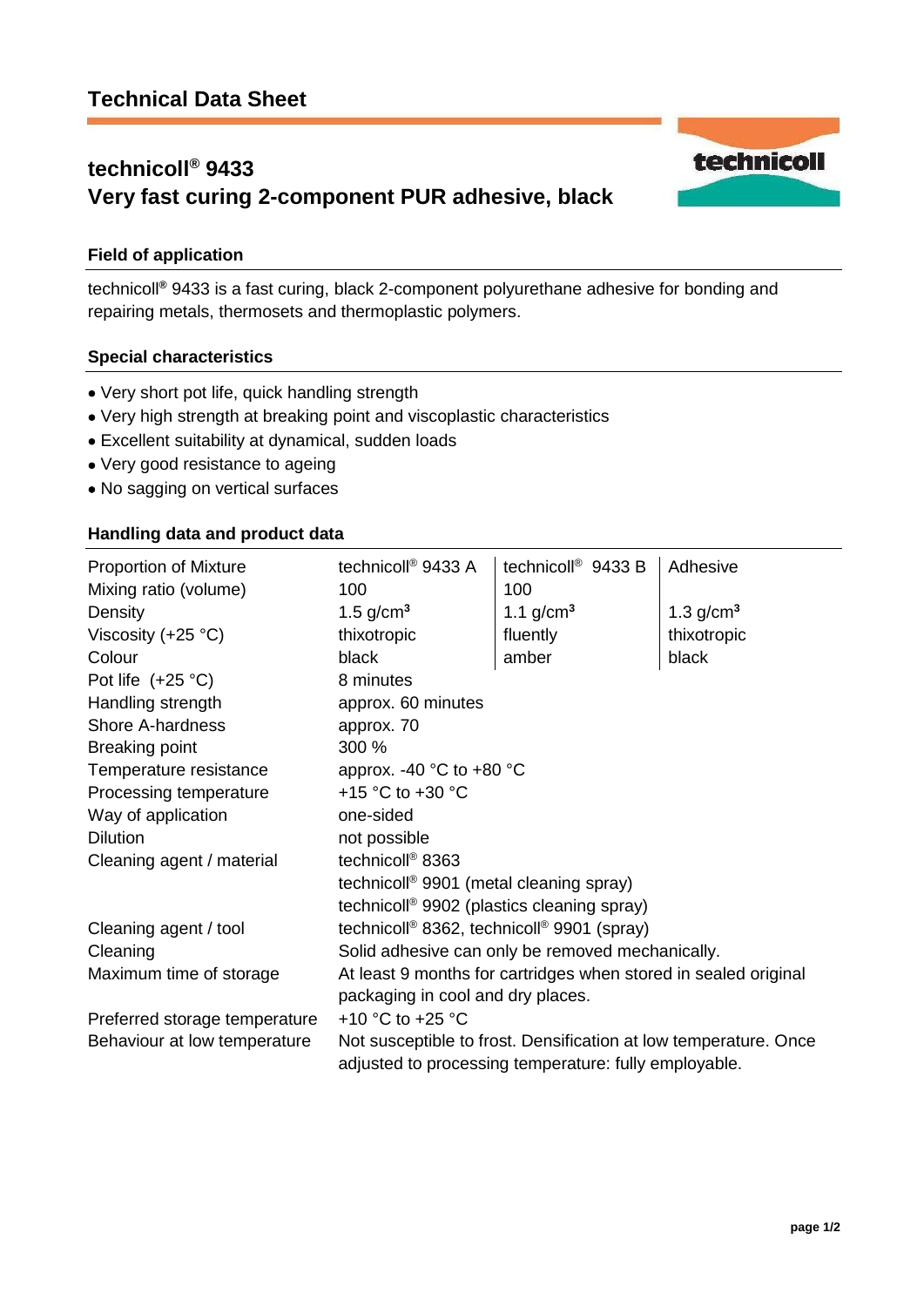# Technical Data Sheet

## technicoll® 9433
## Very fast curing 2-component PUR adhesive, black

### Field of application

technicoll® 9433 is a fast curing, black 2-component polyurethane adhesive for bonding and repairing metals, thermosets and thermoplastic polymers.

### Special characteristics

- Very short pot life, quick handling strength
- Very high strength at breaking point and viscoplastic characteristics
- Excellent suitability at dynamical, sudden loads
- Very good resistance to ageing
- No sagging on vertical surfaces

### Handling data and product data

| Proportion of Mixture | technicoll® 9433 A | technicoll® 9433 B | Adhesive |
|---|---|---|---|
| Mixing ratio (volume) | 100 | 100 | |
| Density | 1.5 g/cm³ | 1.1 g/cm³ | 1.3 g/cm³ |
| Viscosity (+25 °C) | thixotropic | fluently | thixotropic |
| Colour | black | amber | black |
| Pot life (+25 °C) | 8 minutes | | |
| Handling strength | approx. 60 minutes | | |
| Shore A-hardness | approx. 70 | | |
| Breaking point | 300 % | | |
| Temperature resistance | approx. -40 °C to +80 °C | | |
| Processing temperature | +15 °C to +30 °C | | |
| Way of application | one-sided | | |
| Dilution | not possible | | |
| Cleaning agent / material | technicoll® 8363<br>technicoll® 9901 (metal cleaning spray)<br>technicoll® 9902 (plastics cleaning spray) | | |
| Cleaning agent / tool | technicoll® 8362, technicoll® 9901 (spray) | | |
| Cleaning | Solid adhesive can only be removed mechanically. | | |
| Maximum time of storage | At least 9 months for cartridges when stored in sealed original packaging in cool and dry places. | | |
| Preferred storage temperature | +10 °C to +25 °C | | |
| Behaviour at low temperature | Not susceptible to frost. Densification at low temperature. Once adjusted to processing temperature: fully employable. | | |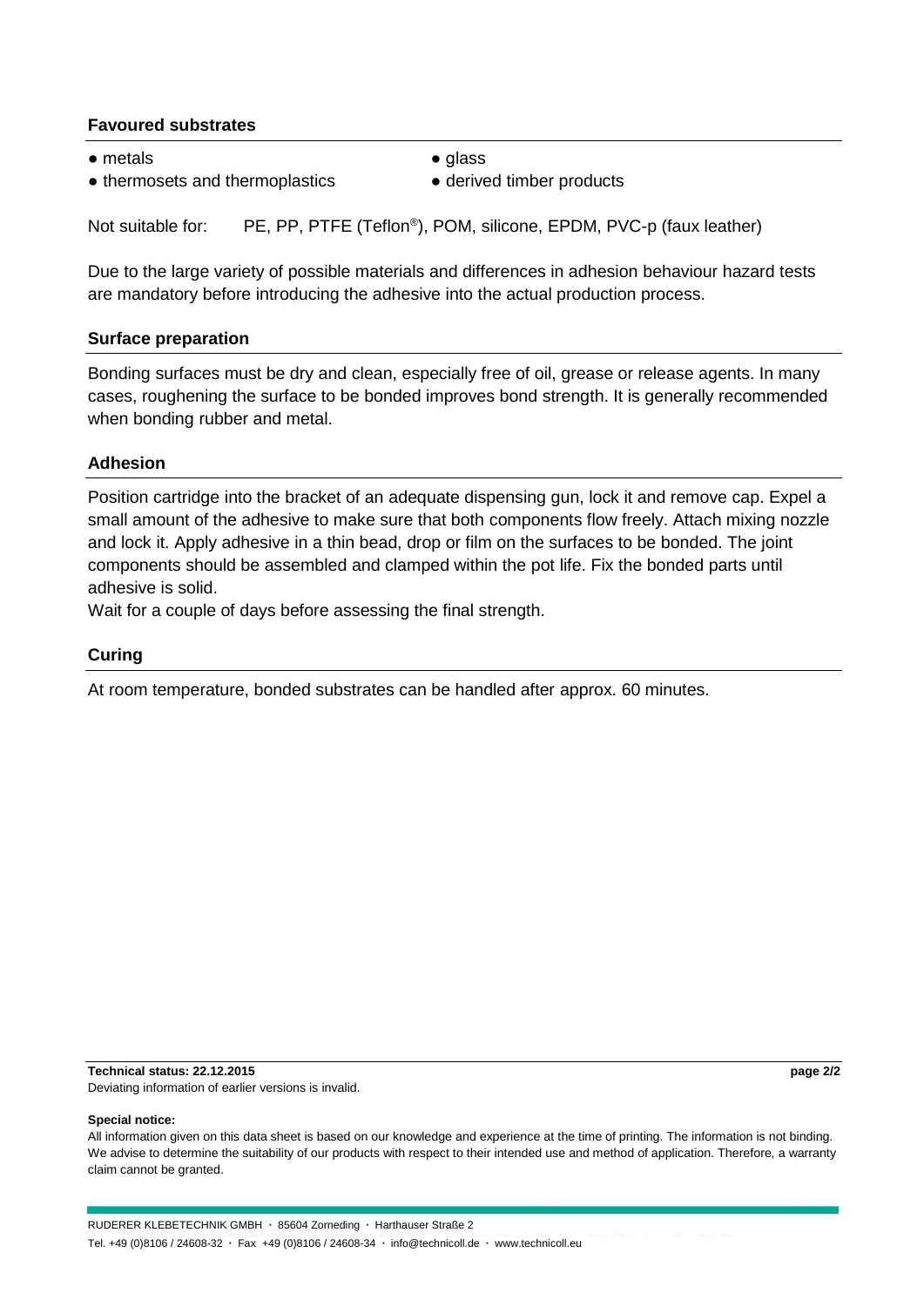## Favoured substrates

- metals
- glass
- thermosets and thermoplastics
- derived timber products

Not suitable for: PE, PP, PTFE (Teflon®), POM, silicone, EPDM, PVC-p (faux leather)

Due to the large variety of possible materials and differences in adhesion behaviour hazard tests are mandatory before introducing the adhesive into the actual production process.

## Surface preparation

Bonding surfaces must be dry and clean, especially free of oil, grease or release agents. In many cases, roughening the surface to be bonded improves bond strength. It is generally recommended when bonding rubber and metal.

## Adhesion

Position cartridge into the bracket of an adequate dispensing gun, lock it and remove cap. Expel a small amount of the adhesive to make sure that both components flow freely. Attach mixing nozzle and lock it. Apply adhesive in a thin bead, drop or film on the surfaces to be bonded. The joint components should be assembled and clamped within the pot life. Fix the bonded parts until adhesive is solid.

Wait for a couple of days before assessing the final strength.

## Curing

At room temperature, bonded substrates can be handled after approx. 60 minutes.

**Technical status: 22.12.2015**

Deviating information of earlier versions is invalid.

**Special notice:**

All information given on this data sheet is based on our knowledge and experience at the time of printing. The information is not binding. We advise to determine the suitability of our products with respect to their intended use and method of application. Therefore, a warranty claim cannot be granted.

RUDERER KLEBETECHNIK GMBH · 85604 Zorneding · Harthauser Straße 2

Tel. +49 (0)8106 / 24608-32 · Fax +49 (0)8106 / 24608-34 · info@technicoll.de · www.technicoll.eu